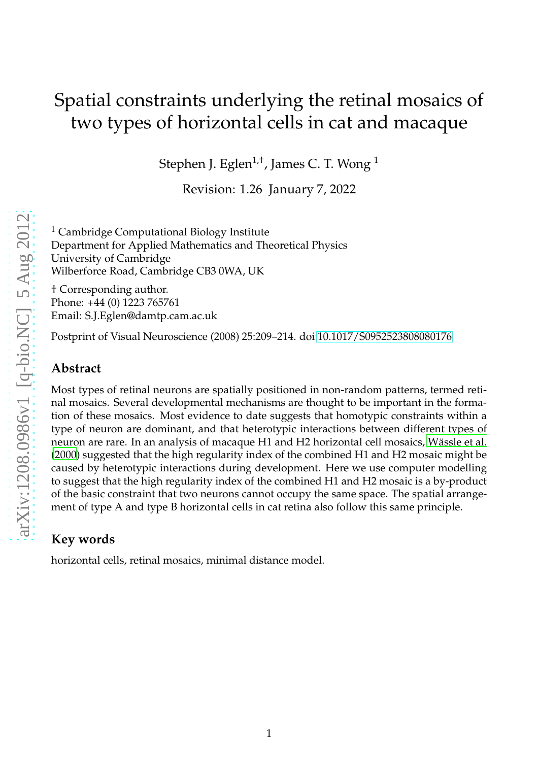# Spatial constraints underlying the retinal mosaics of two types of horizontal cells in cat and macaque

Stephen J. Eglen[1,†], James C. T. Wong [1]

Revision: 1.26 January 7, 2022

[1] Cambridge Computational Biology Institute
Department for Applied Mathematics and Theoretical Physics
University of Cambridge
Wilberforce Road, Cambridge CB3 0WA, UK

† Corresponding author.
Phone: +44 (0) 1223 765761
Email: S.J.Eglen@damtp.cam.ac.uk

Postprint of Visual Neuroscience (2008) 25:209–214. doi:10.1017/S0952523808080176

## Abstract

Most types of retinal neurons are spatially positioned in non-random patterns, termed retinal mosaics. Several developmental mechanisms are thought to be important in the formation of these mosaics. Most evidence to date suggests that homotypic constraints within a type of neuron are dominant, and that heterotypic interactions between different types of neuron are rare. In an analysis of macaque H1 and H2 horizontal cell mosaics, Wässle et al. (2000) suggested that the high regularity index of the combined H1 and H2 mosaic might be caused by heterotypic interactions during development. Here we use computer modelling to suggest that the high regularity index of the combined H1 and H2 mosaic is a by-product of the basic constraint that two neurons cannot occupy the same space. The spatial arrangement of type A and type B horizontal cells in cat retina also follow this same principle.

## Key words

horizontal cells, retinal mosaics, minimal distance model.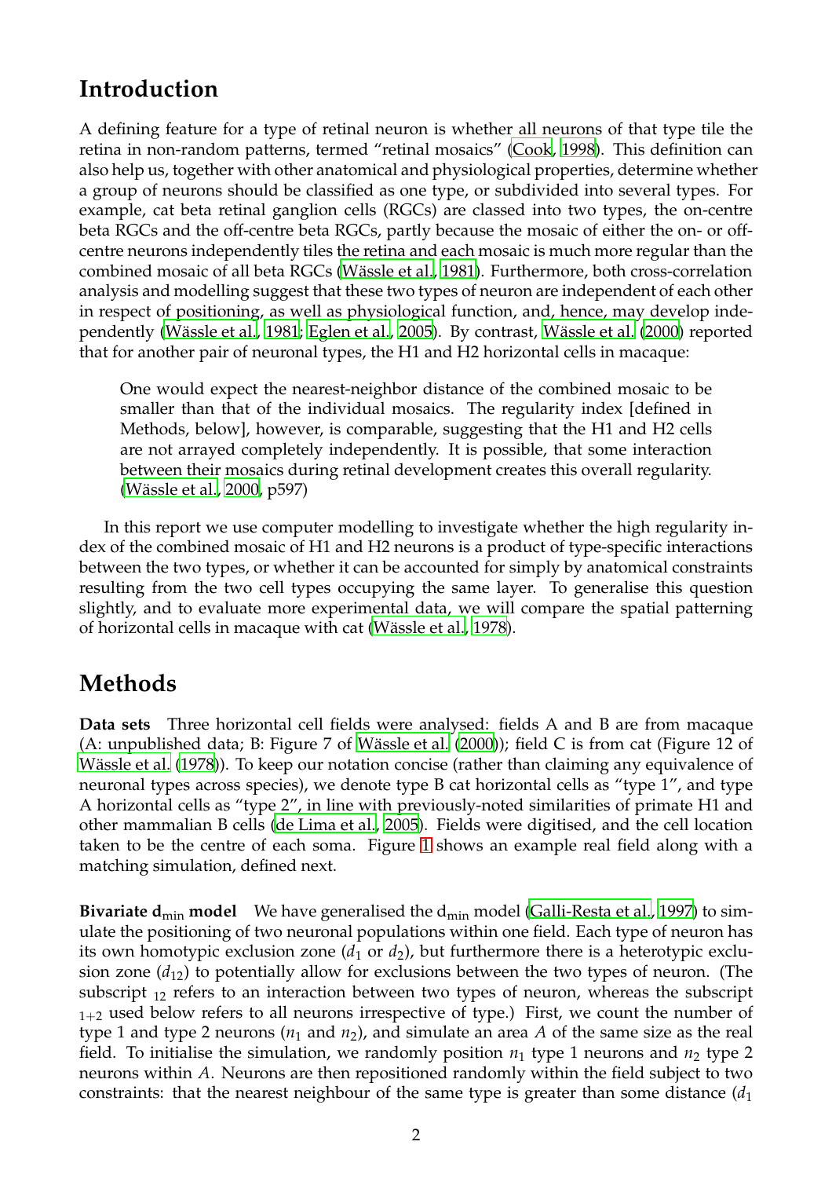## Introduction

A defining feature for a type of retinal neuron is whether all neurons of that type tile the retina in non-random patterns, termed "retinal mosaics" (Cook, 1998). This definition can also help us, together with other anatomical and physiological properties, determine whether a group of neurons should be classified as one type, or subdivided into several types. For example, cat beta retinal ganglion cells (RGCs) are classed into two types, the on-centre beta RGCs and the off-centre beta RGCs, partly because the mosaic of either the on- or off-centre neurons independently tiles the retina and each mosaic is much more regular than the combined mosaic of all beta RGCs (Wässle et al., 1981). Furthermore, both cross-correlation analysis and modelling suggest that these two types of neuron are independent of each other in respect of positioning, as well as physiological function, and, hence, may develop independently (Wässle et al., 1981; Eglen et al., 2005). By contrast, Wässle et al. (2000) reported that for another pair of neuronal types, the H1 and H2 horizontal cells in macaque:

> One would expect the nearest-neighbor distance of the combined mosaic to be smaller than that of the individual mosaics. The regularity index [defined in Methods, below], however, is comparable, suggesting that the H1 and H2 cells are not arrayed completely independently. It is possible, that some interaction between their mosaics during retinal development creates this overall regularity. (Wässle et al., 2000, p597)

In this report we use computer modelling to investigate whether the high regularity index of the combined mosaic of H1 and H2 neurons is a product of type-specific interactions between the two types, or whether it can be accounted for simply by anatomical constraints resulting from the two cell types occupying the same layer. To generalise this question slightly, and to evaluate more experimental data, we will compare the spatial patterning of horizontal cells in macaque with cat (Wässle et al., 1978).

## Methods

**Data sets** Three horizontal cell fields were analysed: fields A and B are from macaque (A: unpublished data; B: Figure 7 of Wässle et al. (2000)); field C is from cat (Figure 12 of Wässle et al. (1978)). To keep our notation concise (rather than claiming any equivalence of neuronal types across species), we denote type B cat horizontal cells as "type 1", and type A horizontal cells as "type 2", in line with previously-noted similarities of primate H1 and other mammalian B cells (de Lima et al., 2005). Fields were digitised, and the cell location taken to be the centre of each soma. Figure 1 shows an example real field along with a matching simulation, defined next.

**Bivariate $\mathbf{d_{min}}$ model** We have generalised the $d_{min}$ model (Galli-Resta et al., 1997) to simulate the positioning of two neuronal populations within one field. Each type of neuron has its own homotypic exclusion zone ($d_1$ or $d_2$), but furthermore there is a heterotypic exclusion zone ($d_{12}$) to potentially allow for exclusions between the two types of neuron. (The subscript $_{12}$ refers to an interaction between two types of neuron, whereas the subscript $_{1+2}$ used below refers to all neurons irrespective of type.) First, we count the number of type 1 and type 2 neurons ($n_1$ and $n_2$), and simulate an area $A$ of the same size as the real field. To initialise the simulation, we randomly position $n_1$ type 1 neurons and $n_2$ type 2 neurons within $A$. Neurons are then repositioned randomly within the field subject to two constraints: that the nearest neighbour of the same type is greater than some distance ($d_1$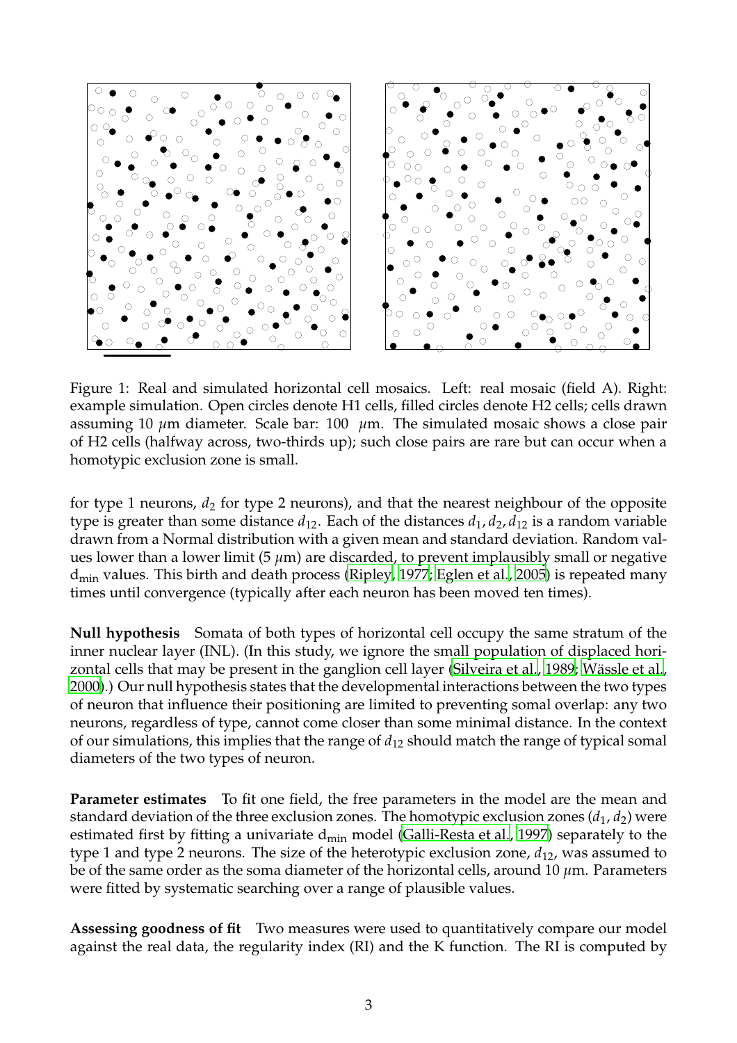Figure 1: Real and simulated horizontal cell mosaics. Left: real mosaic (field A). Right: example simulation. Open circles denote H1 cells, filled circles denote H2 cells; cells drawn assuming 10 $\mu$m diameter. Scale bar: 100 $\mu$m. The simulated mosaic shows a close pair of H2 cells (halfway across, two-thirds up); such close pairs are rare but can occur when a homotypic exclusion zone is small.

for type 1 neurons, $d_2$ for type 2 neurons), and that the nearest neighbour of the opposite type is greater than some distance $d_{12}$. Each of the distances $d_1, d_2, d_{12}$ is a random variable drawn from a Normal distribution with a given mean and standard deviation. Random values lower than a lower limit (5 $\mu$m) are discarded, to prevent implausibly small or negative $d_{min}$ values. This birth and death process (Ripley, 1977; Eglen et al., 2005) is repeated many times until convergence (typically after each neuron has been moved ten times).

**Null hypothesis** Somata of both types of horizontal cell occupy the same stratum of the inner nuclear layer (INL). (In this study, we ignore the small population of displaced horizontal cells that may be present in the ganglion cell layer (Silveira et al., 1989; Wässle et al., 2000).) Our null hypothesis states that the developmental interactions between the two types of neuron that influence their positioning are limited to preventing somal overlap: any two neurons, regardless of type, cannot come closer than some minimal distance. In the context of our simulations, this implies that the range of $d_{12}$ should match the range of typical somal diameters of the two types of neuron.

**Parameter estimates** To fit one field, the free parameters in the model are the mean and standard deviation of the three exclusion zones. The homotypic exclusion zones ($d_1$, $d_2$) were estimated first by fitting a univariate $d_{min}$ model (Galli-Resta et al., 1997) separately to the type 1 and type 2 neurons. The size of the heterotypic exclusion zone, $d_{12}$, was assumed to be of the same order as the soma diameter of the horizontal cells, around 10 $\mu$m. Parameters were fitted by systematic searching over a range of plausible values.

**Assessing goodness of fit** Two measures were used to quantitatively compare our model against the real data, the regularity index (RI) and the K function. The RI is computed by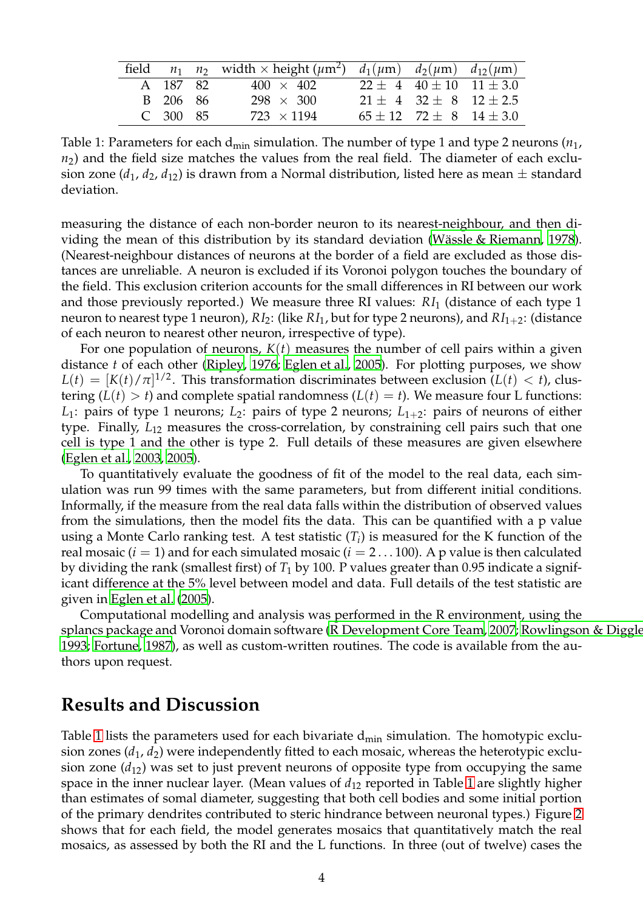| field | $n_1$ | $n_2$ | width × height ($\mu$m$^2$) | $d_1$($\mu$m) | $d_2$($\mu$m) | $d_{12}$($\mu$m) |
|---|---|---|---|---|---|---|
| A | 187 | 82 | 400 × 402 | $22 \pm 4$ | $40 \pm 10$ | $11 \pm 3.0$ |
| B | 206 | 86 | 298 × 300 | $21 \pm 4$ | $32 \pm 8$ | $12 \pm 2.5$ |
| C | 300 | 85 | 723 × 1194 | $65 \pm 12$ | $72 \pm 8$ | $14 \pm 3.0$ |

Table 1: Parameters for each $d_{min}$ simulation. The number of type 1 and type 2 neurons ($n_1$, $n_2$) and the field size matches the values from the real field. The diameter of each exclusion zone ($d_1$, $d_2$, $d_{12}$) is drawn from a Normal distribution, listed here as mean ± standard deviation.

measuring the distance of each non-border neuron to its nearest-neighbour, and then dividing the mean of this distribution by its standard deviation (Wässle & Riemann, 1978). (Nearest-neighbour distances of neurons at the border of a field are excluded as those distances are unreliable. A neuron is excluded if its Voronoi polygon touches the boundary of the field. This exclusion criterion accounts for the small differences in RI between our work and those previously reported.) We measure three RI values: $RI_1$ (distance of each type 1 neuron to nearest type 1 neuron), $RI_2$: (like $RI_1$, but for type 2 neurons), and $RI_{1+2}$: (distance of each neuron to nearest other neuron, irrespective of type).

For one population of neurons, $K(t)$ measures the number of cell pairs within a given distance $t$ of each other (Ripley, 1976; Eglen et al., 2005). For plotting purposes, we show $L(t) = [K(t)/\pi]^{1/2}$. This transformation discriminates between exclusion ($L(t) < t$), clustering ($L(t) > t$) and complete spatial randomness ($L(t) = t$). We measure four L functions: $L_1$: pairs of type 1 neurons; $L_2$: pairs of type 2 neurons; $L_{1+2}$: pairs of neurons of either type. Finally, $L_{12}$ measures the cross-correlation, by constraining cell pairs such that one cell is type 1 and the other is type 2. Full details of these measures are given elsewhere (Eglen et al., 2003, 2005).

To quantitatively evaluate the goodness of fit of the model to the real data, each simulation was run 99 times with the same parameters, but from different initial conditions. Informally, if the measure from the real data falls within the distribution of observed values from the simulations, then the model fits the data. This can be quantified with a p value using a Monte Carlo ranking test. A test statistic ($T_i$) is measured for the K function of the real mosaic ($i = 1$) and for each simulated mosaic ($i = 2 \dots 100$). A p value is then calculated by dividing the rank (smallest first) of $T_1$ by 100. P values greater than 0.95 indicate a significant difference at the 5% level between model and data. Full details of the test statistic are given in Eglen et al. (2005).

Computational modelling and analysis was performed in the R environment, using the splancs package and Voronoi domain software (R Development Core Team, 2007; Rowlingson & Diggle, 1993; Fortune, 1987), as well as custom-written routines. The code is available from the authors upon request.

## Results and Discussion

Table 1 lists the parameters used for each bivariate $d_{min}$ simulation. The homotypic exclusion zones ($d_1$, $d_2$) were independently fitted to each mosaic, whereas the heterotypic exclusion zone ($d_{12}$) was set to just prevent neurons of opposite type from occupying the same space in the inner nuclear layer. (Mean values of $d_{12}$ reported in Table 1 are slightly higher than estimates of somal diameter, suggesting that both cell bodies and some initial portion of the primary dendrites contributed to steric hindrance between neuronal types.) Figure 2 shows that for each field, the model generates mosaics that quantitatively match the real mosaics, as assessed by both the RI and the L functions. In three (out of twelve) cases the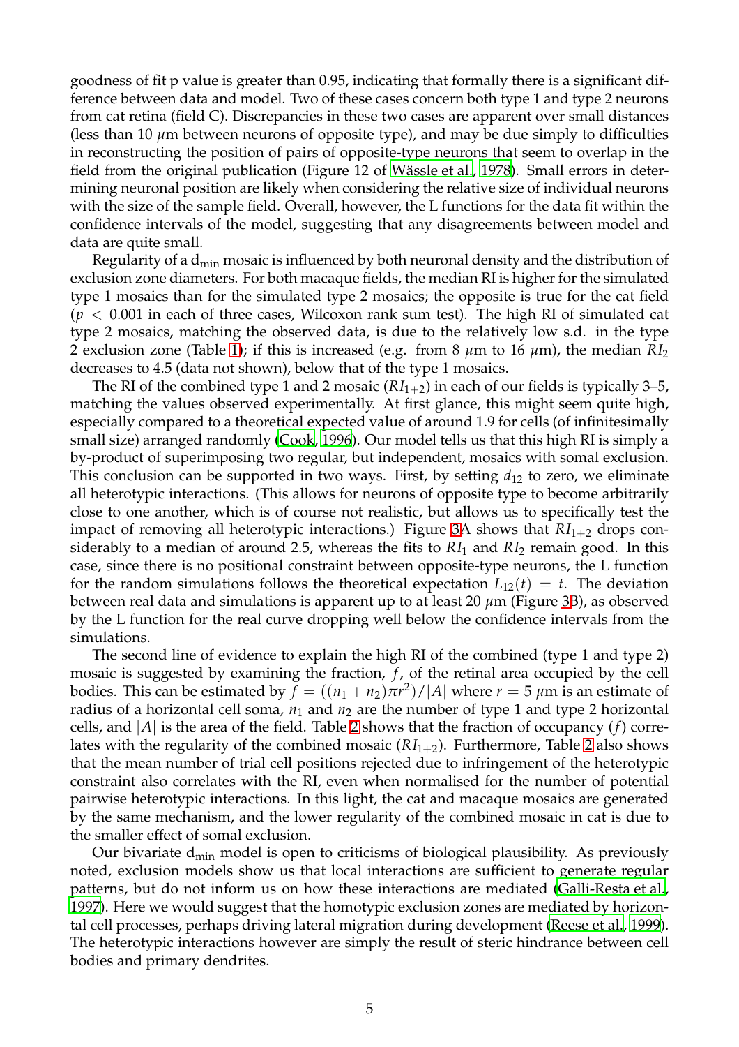goodness of fit p value is greater than 0.95, indicating that formally there is a significant difference between data and model. Two of these cases concern both type 1 and type 2 neurons from cat retina (field C). Discrepancies in these two cases are apparent over small distances (less than 10 $\mu$m between neurons of opposite type), and may be due simply to difficulties in reconstructing the position of pairs of opposite-type neurons that seem to overlap in the field from the original publication (Figure 12 of Wässle et al., 1978). Small errors in determining neuronal position are likely when considering the relative size of individual neurons with the size of the sample field. Overall, however, the L functions for the data fit within the confidence intervals of the model, suggesting that any disagreements between model and data are quite small.

Regularity of a $d_{min}$ mosaic is influenced by both neuronal density and the distribution of exclusion zone diameters. For both macaque fields, the median RI is higher for the simulated type 1 mosaics than for the simulated type 2 mosaics; the opposite is true for the cat field ($p < 0.001$ in each of three cases, Wilcoxon rank sum test). The high RI of simulated cat type 2 mosaics, matching the observed data, is due to the relatively low s.d. in the type 2 exclusion zone (Table 1); if this is increased (e.g. from 8 $\mu$m to 16 $\mu$m), the median $RI_2$ decreases to 4.5 (data not shown), below that of the type 1 mosaics.

The RI of the combined type 1 and 2 mosaic ($RI_{1+2}$) in each of our fields is typically 3–5, matching the values observed experimentally. At first glance, this might seem quite high, especially compared to a theoretical expected value of around 1.9 for cells (of infinitesimally small size) arranged randomly (Cook, 1996). Our model tells us that this high RI is simply a by-product of superimposing two regular, but independent, mosaics with somal exclusion. This conclusion can be supported in two ways. First, by setting $d_{12}$ to zero, we eliminate all heterotypic interactions. (This allows for neurons of opposite type to become arbitrarily close to one another, which is of course not realistic, but allows us to specifically test the impact of removing all heterotypic interactions.) Figure 3A shows that $RI_{1+2}$ drops considerably to a median of around 2.5, whereas the fits to $RI_1$ and $RI_2$ remain good. In this case, since there is no positional constraint between opposite-type neurons, the L function for the random simulations follows the theoretical expectation $L_{12}(t) = t$. The deviation between real data and simulations is apparent up to at least 20 $\mu$m (Figure 3B), as observed by the L function for the real curve dropping well below the confidence intervals from the simulations.

The second line of evidence to explain the high RI of the combined (type 1 and type 2) mosaic is suggested by examining the fraction, $f$, of the retinal area occupied by the cell bodies. This can be estimated by $f = ((n_1 + n_2)\pi r^2)/|A|$ where $r = 5$ $\mu$m is an estimate of radius of a horizontal cell soma, $n_1$ and $n_2$ are the number of type 1 and type 2 horizontal cells, and $|A|$ is the area of the field. Table 2 shows that the fraction of occupancy ($f$) correlates with the regularity of the combined mosaic ($RI_{1+2}$). Furthermore, Table 2 also shows that the mean number of trial cell positions rejected due to infringement of the heterotypic constraint also correlates with the RI, even when normalised for the number of potential pairwise heterotypic interactions. In this light, the cat and macaque mosaics are generated by the same mechanism, and the lower regularity of the combined mosaic in cat is due to the smaller effect of somal exclusion.

Our bivariate $d_{min}$ model is open to criticisms of biological plausibility. As previously noted, exclusion models show us that local interactions are sufficient to generate regular patterns, but do not inform us on how these interactions are mediated (Galli-Resta et al., 1997). Here we would suggest that the homotypic exclusion zones are mediated by horizontal cell processes, perhaps driving lateral migration during development (Reese et al., 1999). The heterotypic interactions however are simply the result of steric hindrance between cell bodies and primary dendrites.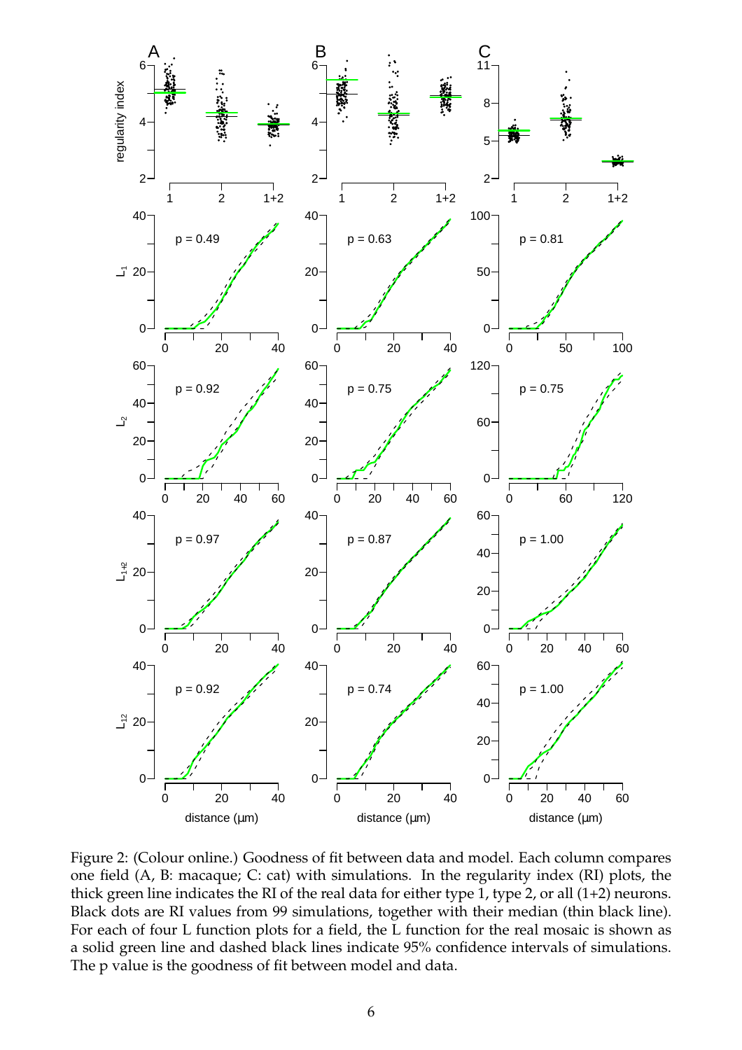Figure 2: (Colour online.) Goodness of fit between data and model. Each column compares one field (A, B: macaque; C: cat) with simulations. In the regularity index (RI) plots, the thick green line indicates the RI of the real data for either type 1, type 2, or all (1+2) neurons. Black dots are RI values from 99 simulations, together with their median (thin black line). For each of four L function plots for a field, the L function for the real mosaic is shown as a solid green line and dashed black lines indicate 95% confidence intervals of simulations. The p value is the goodness of fit between model and data.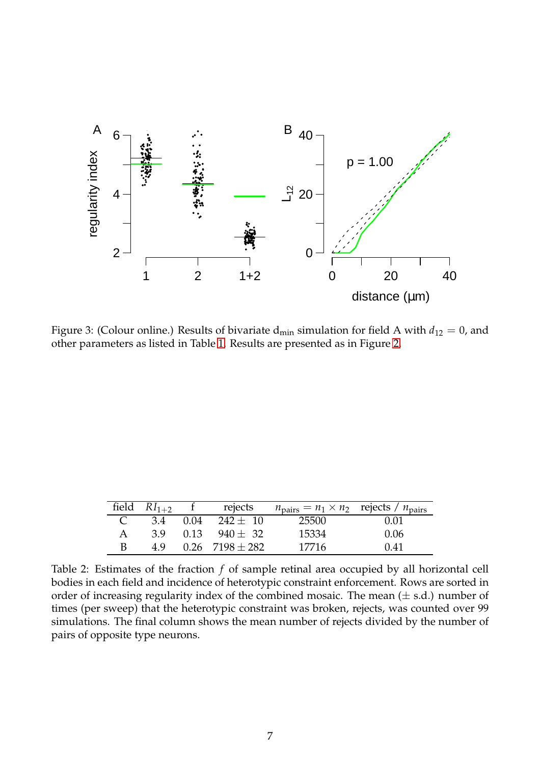Figure 3: (Colour online.) Results of bivariate $d_{min}$ simulation for field A with $d_{12} = 0$, and other parameters as listed in Table 1. Results are presented as in Figure 2.

| field | $RI_{1+2}$ | f | rejects | $n_{pairs} = n_1 \times n_2$ | rejects / $n_{pairs}$ |
|---|---|---|---|---|---|
| C | 3.4 | 0.04 | $242 \pm 10$ | 25500 | 0.01 |
| A | 3.9 | 0.13 | $940 \pm 32$ | 15334 | 0.06 |
| B | 4.9 | 0.26 | $7198 \pm 282$ | 17716 | 0.41 |

Table 2: Estimates of the fraction $f$ of sample retinal area occupied by all horizontal cell bodies in each field and incidence of heterotypic constraint enforcement. Rows are sorted in order of increasing regularity index of the combined mosaic. The mean ($\pm$ s.d.) number of times (per sweep) that the heterotypic constraint was broken, rejects, was counted over 99 simulations. The final column shows the mean number of rejects divided by the number of pairs of opposite type neurons.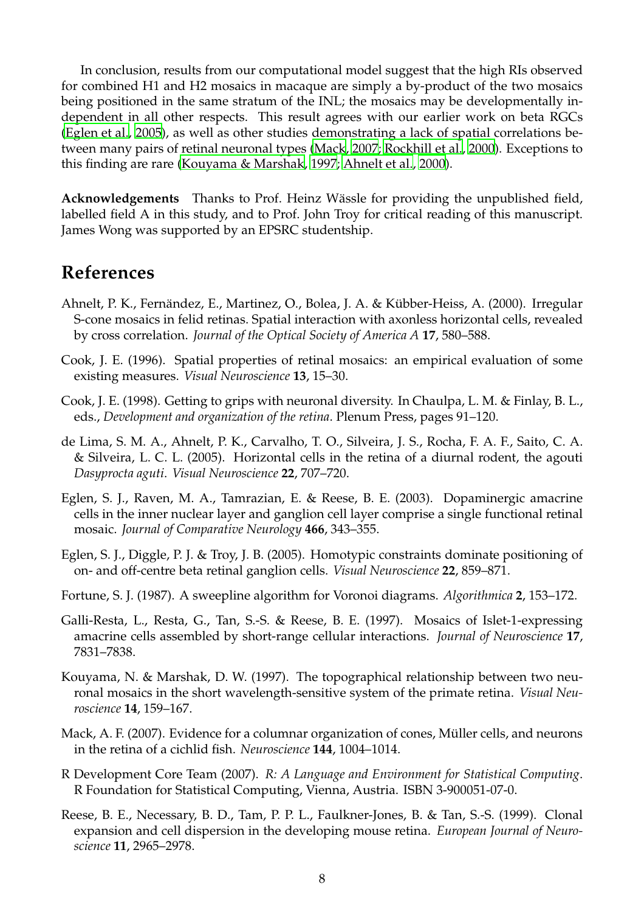In conclusion, results from our computational model suggest that the high RIs observed for combined H1 and H2 mosaics in macaque are simply a by-product of the two mosaics being positioned in the same stratum of the INL; the mosaics may be developmentally independent in all other respects. This result agrees with our earlier work on beta RGCs (Eglen et al., 2005), as well as other studies demonstrating a lack of spatial correlations between many pairs of retinal neuronal types (Mack, 2007; Rockhill et al., 2000). Exceptions to this finding are rare (Kouyama & Marshak, 1997; Ahnelt et al., 2000).

**Acknowledgements** Thanks to Prof. Heinz Wässle for providing the unpublished field, labelled field A in this study, and to Prof. John Troy for critical reading of this manuscript. James Wong was supported by an EPSRC studentship.

# References

Ahnelt, P. K., Fernändez, E., Martinez, O., Bolea, J. A. & Kübber-Heiss, A. (2000). Irregular S-cone mosaics in felid retinas. Spatial interaction with axonless horizontal cells, revealed by cross correlation. *Journal of the Optical Society of America A* **17**, 580–588.

Cook, J. E. (1996). Spatial properties of retinal mosaics: an empirical evaluation of some existing measures. *Visual Neuroscience* **13**, 15–30.

Cook, J. E. (1998). Getting to grips with neuronal diversity. In Chaulpa, L. M. & Finlay, B. L., eds., *Development and organization of the retina*. Plenum Press, pages 91–120.

de Lima, S. M. A., Ahnelt, P. K., Carvalho, T. O., Silveira, J. S., Rocha, F. A. F., Saito, C. A. & Silveira, L. C. L. (2005). Horizontal cells in the retina of a diurnal rodent, the agouti *Dasyprocta aguti*. *Visual Neuroscience* **22**, 707–720.

Eglen, S. J., Raven, M. A., Tamrazian, E. & Reese, B. E. (2003). Dopaminergic amacrine cells in the inner nuclear layer and ganglion cell layer comprise a single functional retinal mosaic. *Journal of Comparative Neurology* **466**, 343–355.

Eglen, S. J., Diggle, P. J. & Troy, J. B. (2005). Homotypic constraints dominate positioning of on- and off-centre beta retinal ganglion cells. *Visual Neuroscience* **22**, 859–871.

Fortune, S. J. (1987). A sweepline algorithm for Voronoi diagrams. *Algorithmica* **2**, 153–172.

Galli-Resta, L., Resta, G., Tan, S.-S. & Reese, B. E. (1997). Mosaics of Islet-1-expressing amacrine cells assembled by short-range cellular interactions. *Journal of Neuroscience* **17**, 7831–7838.

Kouyama, N. & Marshak, D. W. (1997). The topographical relationship between two neuronal mosaics in the short wavelength-sensitive system of the primate retina. *Visual Neuroscience* **14**, 159–167.

Mack, A. F. (2007). Evidence for a columnar organization of cones, Müller cells, and neurons in the retina of a cichlid fish. *Neuroscience* **144**, 1004–1014.

R Development Core Team (2007). *R: A Language and Environment for Statistical Computing*. R Foundation for Statistical Computing, Vienna, Austria. ISBN 3-900051-07-0.

Reese, B. E., Necessary, B. D., Tam, P. P. L., Faulkner-Jones, B. & Tan, S.-S. (1999). Clonal expansion and cell dispersion in the developing mouse retina. *European Journal of Neuroscience* **11**, 2965–2978.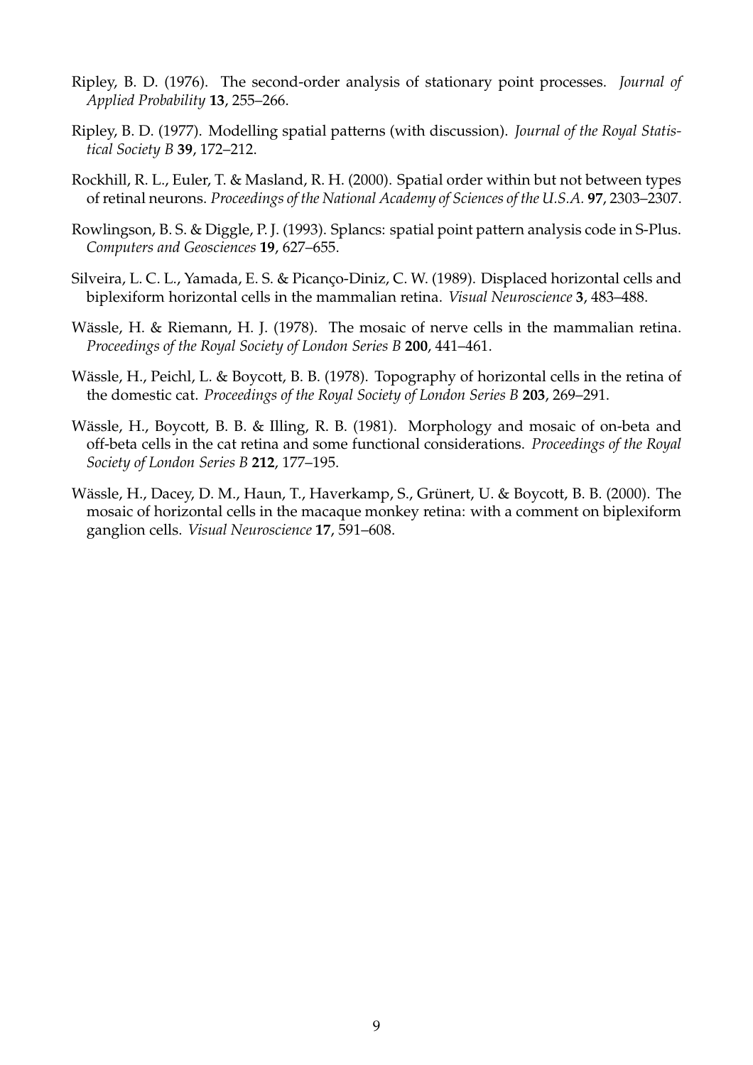Ripley, B. D. (1976). The second-order analysis of stationary point processes. *Journal of Applied Probability* **13**, 255–266.

Ripley, B. D. (1977). Modelling spatial patterns (with discussion). *Journal of the Royal Statistical Society B* **39**, 172–212.

Rockhill, R. L., Euler, T. & Masland, R. H. (2000). Spatial order within but not between types of retinal neurons. *Proceedings of the National Academy of Sciences of the U.S.A.* **97**, 2303–2307.

Rowlingson, B. S. & Diggle, P. J. (1993). Splancs: spatial point pattern analysis code in S-Plus. *Computers and Geosciences* **19**, 627–655.

Silveira, L. C. L., Yamada, E. S. & Picanço-Diniz, C. W. (1989). Displaced horizontal cells and biplexiform horizontal cells in the mammalian retina. *Visual Neuroscience* **3**, 483–488.

Wässle, H. & Riemann, H. J. (1978). The mosaic of nerve cells in the mammalian retina. *Proceedings of the Royal Society of London Series B* **200**, 441–461.

Wässle, H., Peichl, L. & Boycott, B. B. (1978). Topography of horizontal cells in the retina of the domestic cat. *Proceedings of the Royal Society of London Series B* **203**, 269–291.

Wässle, H., Boycott, B. B. & Illing, R. B. (1981). Morphology and mosaic of on-beta and off-beta cells in the cat retina and some functional considerations. *Proceedings of the Royal Society of London Series B* **212**, 177–195.

Wässle, H., Dacey, D. M., Haun, T., Haverkamp, S., Grünert, U. & Boycott, B. B. (2000). The mosaic of horizontal cells in the macaque monkey retina: with a comment on biplexiform ganglion cells. *Visual Neuroscience* **17**, 591–608.